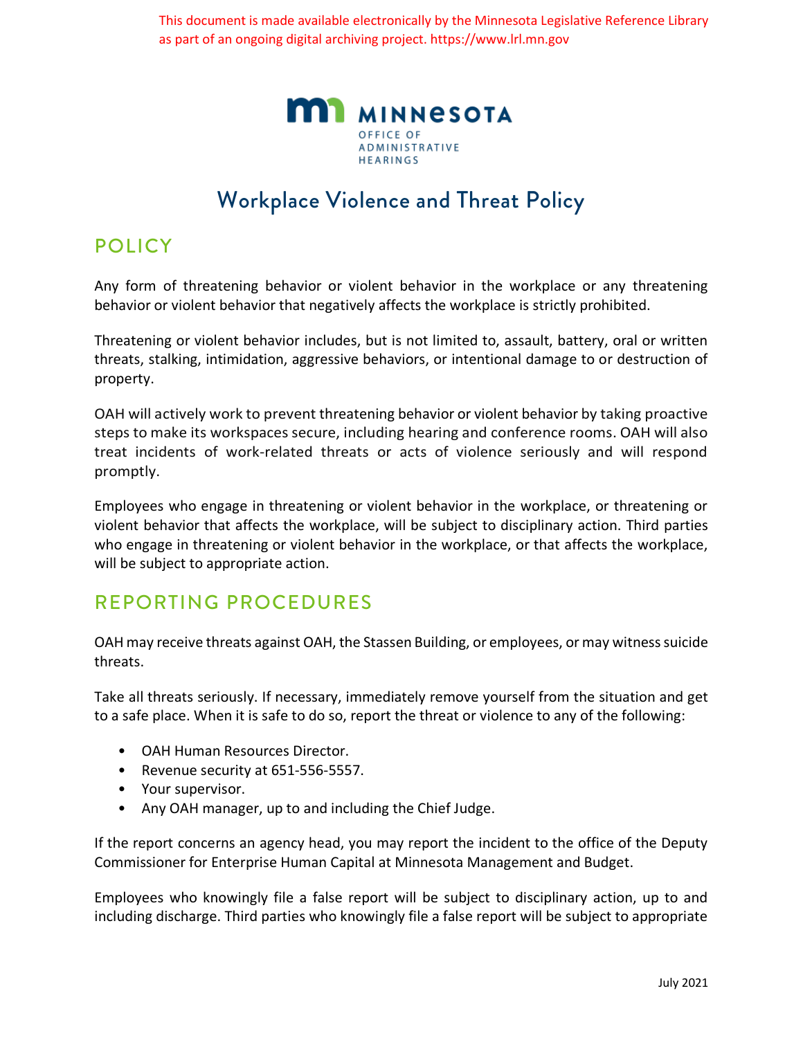This document is made available electronically by the Minnesota Legislative Reference Library as part of an ongoing digital archiving project. https://www.lrl.mn.gov

MINNESOTA
OFFICE OF ADMINISTRATIVE HEARINGS

# Workplace Violence and Threat Policy

## POLICY

Any form of threatening behavior or violent behavior in the workplace or any threatening behavior or violent behavior that negatively affects the workplace is strictly prohibited.

Threatening or violent behavior includes, but is not limited to, assault, battery, oral or written threats, stalking, intimidation, aggressive behaviors, or intentional damage to or destruction of property.

OAH will actively work to prevent threatening behavior or violent behavior by taking proactive steps to make its workspaces secure, including hearing and conference rooms. OAH will also treat incidents of work-related threats or acts of violence seriously and will respond promptly.

Employees who engage in threatening or violent behavior in the workplace, or threatening or violent behavior that affects the workplace, will be subject to disciplinary action. Third parties who engage in threatening or violent behavior in the workplace, or that affects the workplace, will be subject to appropriate action.

## REPORTING PROCEDURES

OAH may receive threats against OAH, the Stassen Building, or employees, or may witness suicide threats.

Take all threats seriously. If necessary, immediately remove yourself from the situation and get to a safe place. When it is safe to do so, report the threat or violence to any of the following:

- OAH Human Resources Director.
- Revenue security at 651-556-5557.
- Your supervisor.
- Any OAH manager, up to and including the Chief Judge.

If the report concerns an agency head, you may report the incident to the office of the Deputy Commissioner for Enterprise Human Capital at Minnesota Management and Budget.

Employees who knowingly file a false report will be subject to disciplinary action, up to and including discharge. Third parties who knowingly file a false report will be subject to appropriate

July 2021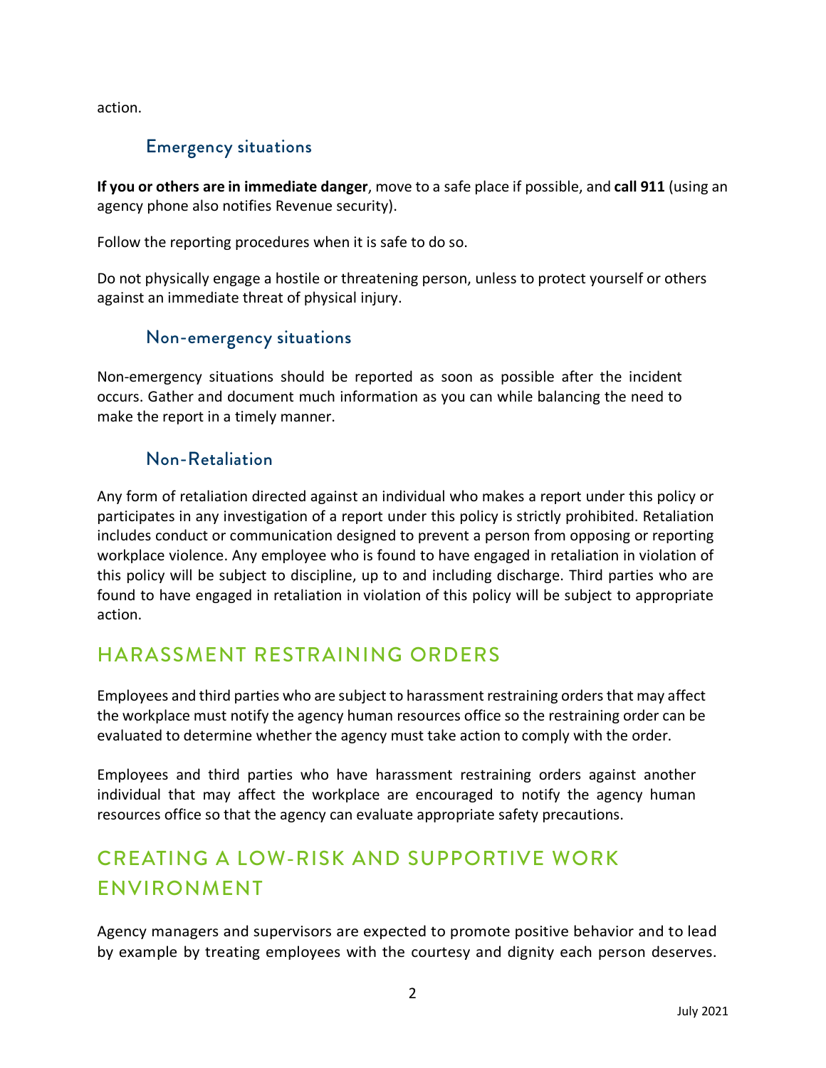action.

### Emergency situations

**If you or others are in immediate danger**, move to a safe place if possible, and **call 911** (using an agency phone also notifies Revenue security).

Follow the reporting procedures when it is safe to do so.

Do not physically engage a hostile or threatening person, unless to protect yourself or others against an immediate threat of physical injury.

### Non-emergency situations

Non-emergency situations should be reported as soon as possible after the incident occurs. Gather and document much information as you can while balancing the need to make the report in a timely manner.

### Non-Retaliation

Any form of retaliation directed against an individual who makes a report under this policy or participates in any investigation of a report under this policy is strictly prohibited. Retaliation includes conduct or communication designed to prevent a person from opposing or reporting workplace violence. Any employee who is found to have engaged in retaliation in violation of this policy will be subject to discipline, up to and including discharge. Third parties who are found to have engaged in retaliation in violation of this policy will be subject to appropriate action.

## HARASSMENT RESTRAINING ORDERS

Employees and third parties who are subject to harassment restraining orders that may affect the workplace must notify the agency human resources office so the restraining order can be evaluated to determine whether the agency must take action to comply with the order.

Employees and third parties who have harassment restraining orders against another individual that may affect the workplace are encouraged to notify the agency human resources office so that the agency can evaluate appropriate safety precautions.

## CREATING A LOW-RISK AND SUPPORTIVE WORK ENVIRONMENT

Agency managers and supervisors are expected to promote positive behavior and to lead by example by treating employees with the courtesy and dignity each person deserves.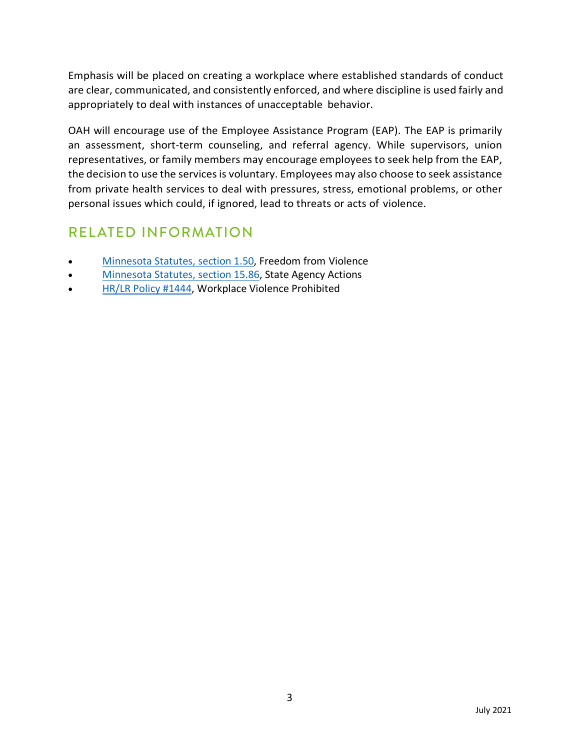Emphasis will be placed on creating a workplace where established standards of conduct are clear, communicated, and consistently enforced, and where discipline is used fairly and appropriately to deal with instances of unacceptable behavior.

OAH will encourage use of the Employee Assistance Program (EAP). The EAP is primarily an assessment, short-term counseling, and referral agency. While supervisors, union representatives, or family members may encourage employees to seek help from the EAP, the decision to use the services is voluntary. Employees may also choose to seek assistance from private health services to deal with pressures, stress, emotional problems, or other personal issues which could, if ignored, lead to threats or acts of violence.

## RELATED INFORMATION

- Minnesota Statutes, section 1.50, Freedom from Violence
- Minnesota Statutes, section 15.86, State Agency Actions
- HR/LR Policy #1444, Workplace Violence Prohibited